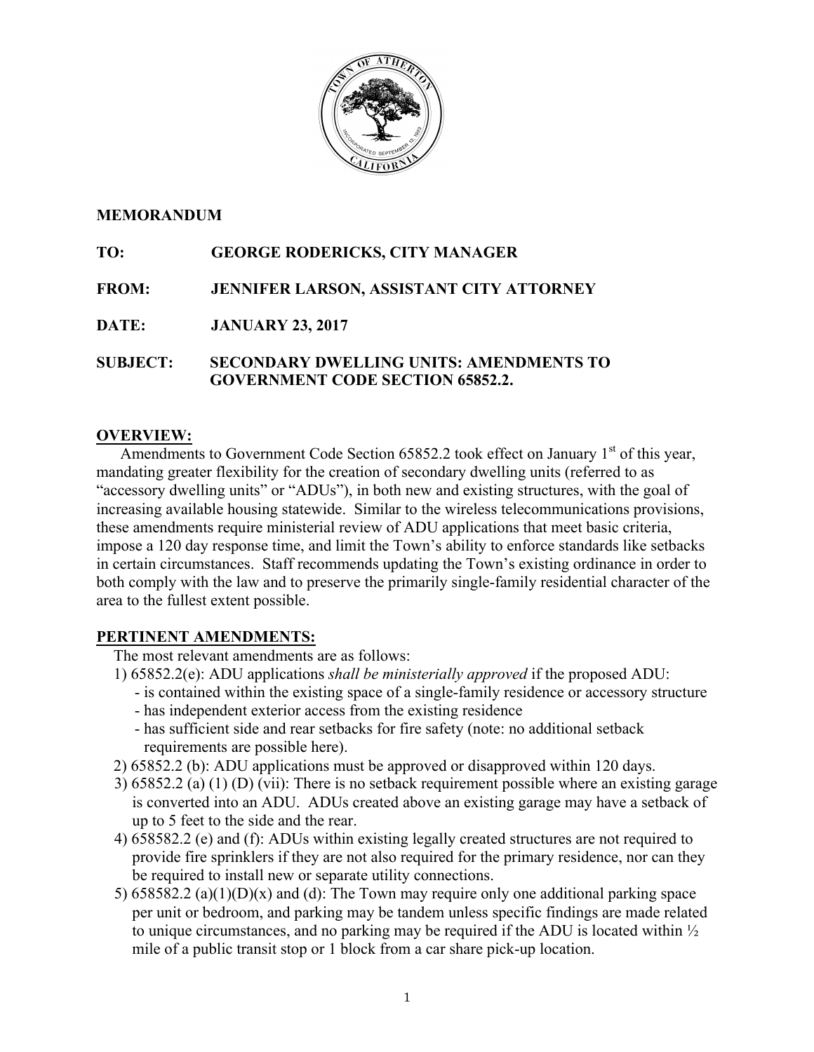# MEMORANDUM

**TO:** GEORGE RODERICKS, CITY MANAGER

**FROM:** JENNIFER LARSON, ASSISTANT CITY ATTORNEY

**DATE:** JANUARY 23, 2017

**SUBJECT:** SECONDARY DWELLING UNITS: AMENDMENTS TO GOVERNMENT CODE SECTION 65852.2.

## OVERVIEW:

Amendments to Government Code Section 65852.2 took effect on January 1st of this year, mandating greater flexibility for the creation of secondary dwelling units (referred to as "accessory dwelling units" or "ADUs"), in both new and existing structures, with the goal of increasing available housing statewide. Similar to the wireless telecommunications provisions, these amendments require ministerial review of ADU applications that meet basic criteria, impose a 120 day response time, and limit the Town's ability to enforce standards like setbacks in certain circumstances. Staff recommends updating the Town's existing ordinance in order to both comply with the law and to preserve the primarily single-family residential character of the area to the fullest extent possible.

## PERTINENT AMENDMENTS:

The most relevant amendments are as follows:

1) 65852.2(e): ADU applications *shall be ministerially approved* if the proposed ADU:
   - is contained within the existing space of a single-family residence or accessory structure
   - has independent exterior access from the existing residence
   - has sufficient side and rear setbacks for fire safety (note: no additional setback requirements are possible here).
2) 65852.2 (b): ADU applications must be approved or disapproved within 120 days.
3) 65852.2 (a) (1) (D) (vii): There is no setback requirement possible where an existing garage is converted into an ADU. ADUs created above an existing garage may have a setback of up to 5 feet to the side and the rear.
4) 658582.2 (e) and (f): ADUs within existing legally created structures are not required to provide fire sprinklers if they are not also required for the primary residence, nor can they be required to install new or separate utility connections.
5) 658582.2 (a)(1)(D)(x) and (d): The Town may require only one additional parking space per unit or bedroom, and parking may be tandem unless specific findings are made related to unique circumstances, and no parking may be required if the ADU is located within ½ mile of a public transit stop or 1 block from a car share pick-up location.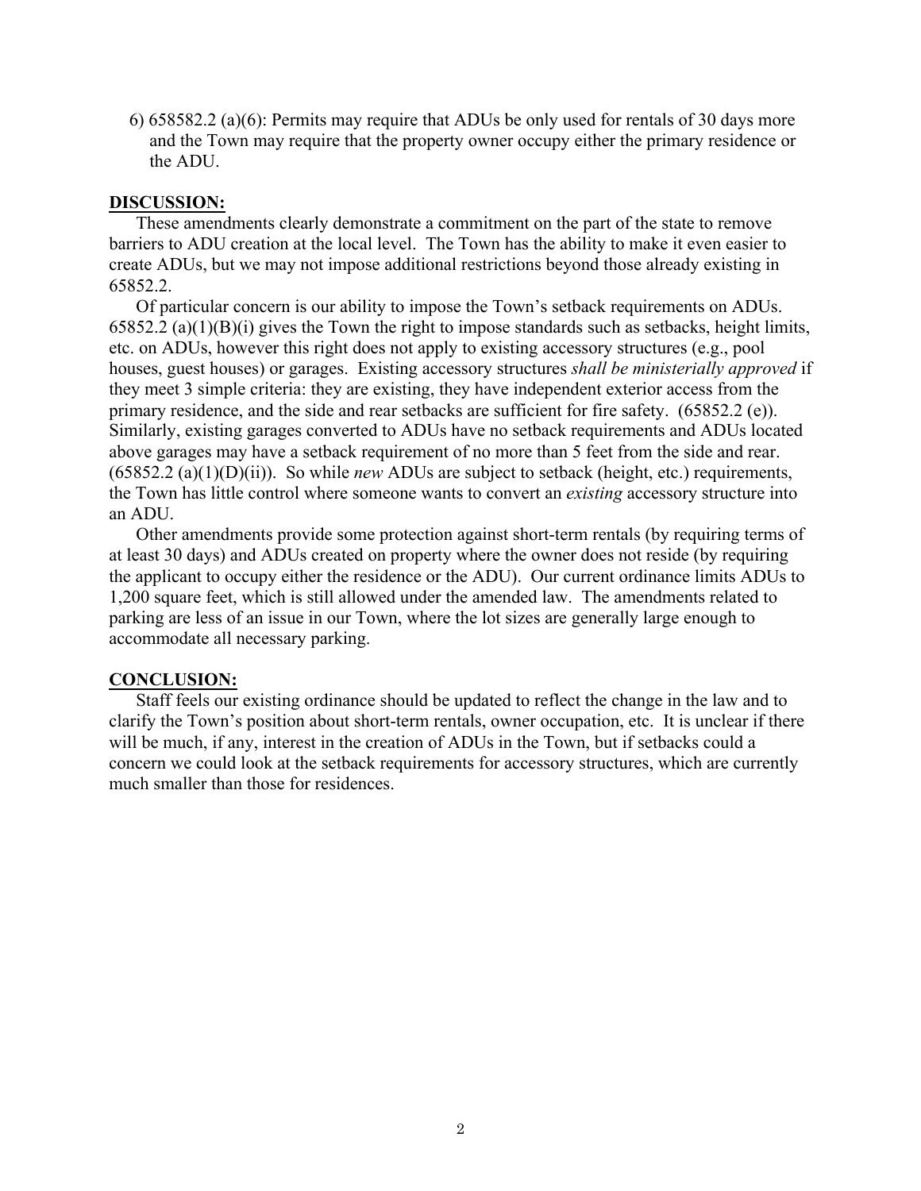6) 658582.2 (a)(6): Permits may require that ADUs be only used for rentals of 30 days more and the Town may require that the property owner occupy either the primary residence or the ADU.

**DISCUSSION:**

These amendments clearly demonstrate a commitment on the part of the state to remove barriers to ADU creation at the local level. The Town has the ability to make it even easier to create ADUs, but we may not impose additional restrictions beyond those already existing in 65852.2.

Of particular concern is our ability to impose the Town's setback requirements on ADUs. 65852.2 (a)(1)(B)(i) gives the Town the right to impose standards such as setbacks, height limits, etc. on ADUs, however this right does not apply to existing accessory structures (e.g., pool houses, guest houses) or garages. Existing accessory structures *shall be ministerially approved* if they meet 3 simple criteria: they are existing, they have independent exterior access from the primary residence, and the side and rear setbacks are sufficient for fire safety. (65852.2 (e)). Similarly, existing garages converted to ADUs have no setback requirements and ADUs located above garages may have a setback requirement of no more than 5 feet from the side and rear. (65852.2 (a)(1)(D)(ii)). So while *new* ADUs are subject to setback (height, etc.) requirements, the Town has little control where someone wants to convert an *existing* accessory structure into an ADU.

Other amendments provide some protection against short-term rentals (by requiring terms of at least 30 days) and ADUs created on property where the owner does not reside (by requiring the applicant to occupy either the residence or the ADU). Our current ordinance limits ADUs to 1,200 square feet, which is still allowed under the amended law. The amendments related to parking are less of an issue in our Town, where the lot sizes are generally large enough to accommodate all necessary parking.

**CONCLUSION:**

Staff feels our existing ordinance should be updated to reflect the change in the law and to clarify the Town's position about short-term rentals, owner occupation, etc. It is unclear if there will be much, if any, interest in the creation of ADUs in the Town, but if setbacks could a concern we could look at the setback requirements for accessory structures, which are currently much smaller than those for residences.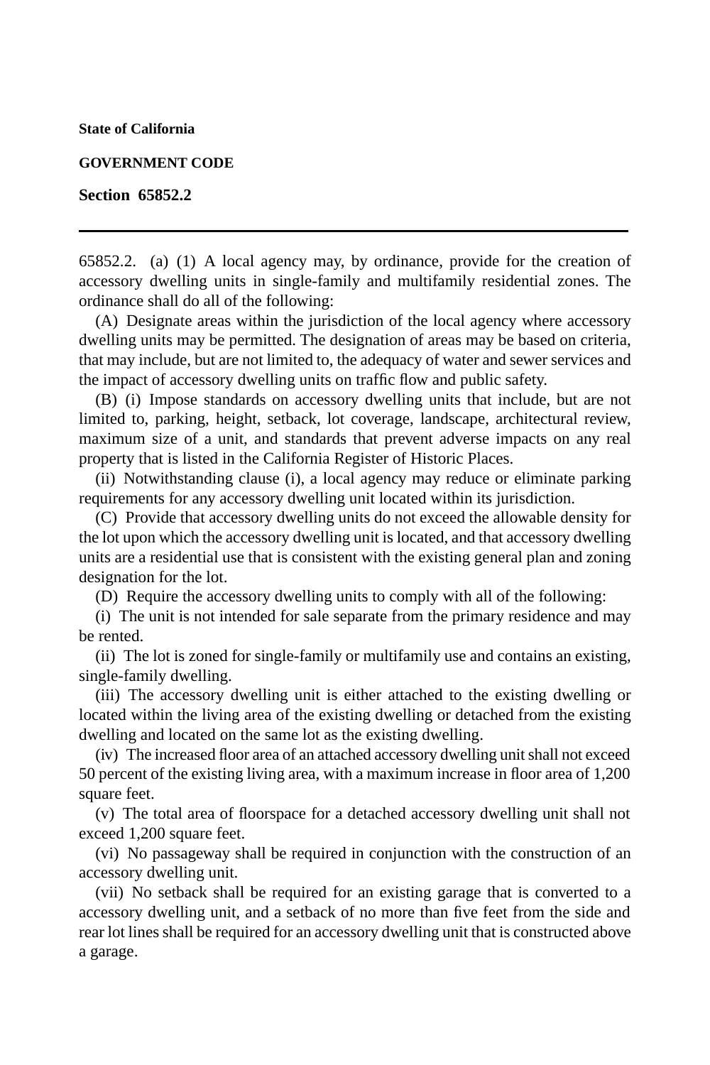**State of California**

**GOVERNMENT CODE**

**Section 65852.2**

---

65852.2. (a) (1) A local agency may, by ordinance, provide for the creation of accessory dwelling units in single-family and multifamily residential zones. The ordinance shall do all of the following:

(A) Designate areas within the jurisdiction of the local agency where accessory dwelling units may be permitted. The designation of areas may be based on criteria, that may include, but are not limited to, the adequacy of water and sewer services and the impact of accessory dwelling units on traffic flow and public safety.

(B) (i) Impose standards on accessory dwelling units that include, but are not limited to, parking, height, setback, lot coverage, landscape, architectural review, maximum size of a unit, and standards that prevent adverse impacts on any real property that is listed in the California Register of Historic Places.

(ii) Notwithstanding clause (i), a local agency may reduce or eliminate parking requirements for any accessory dwelling unit located within its jurisdiction.

(C) Provide that accessory dwelling units do not exceed the allowable density for the lot upon which the accessory dwelling unit is located, and that accessory dwelling units are a residential use that is consistent with the existing general plan and zoning designation for the lot.

(D) Require the accessory dwelling units to comply with all of the following:

(i) The unit is not intended for sale separate from the primary residence and may be rented.

(ii) The lot is zoned for single-family or multifamily use and contains an existing, single-family dwelling.

(iii) The accessory dwelling unit is either attached to the existing dwelling or located within the living area of the existing dwelling or detached from the existing dwelling and located on the same lot as the existing dwelling.

(iv) The increased floor area of an attached accessory dwelling unit shall not exceed 50 percent of the existing living area, with a maximum increase in floor area of 1,200 square feet.

(v) The total area of floorspace for a detached accessory dwelling unit shall not exceed 1,200 square feet.

(vi) No passageway shall be required in conjunction with the construction of an accessory dwelling unit.

(vii) No setback shall be required for an existing garage that is converted to a accessory dwelling unit, and a setback of no more than five feet from the side and rear lot lines shall be required for an accessory dwelling unit that is constructed above a garage.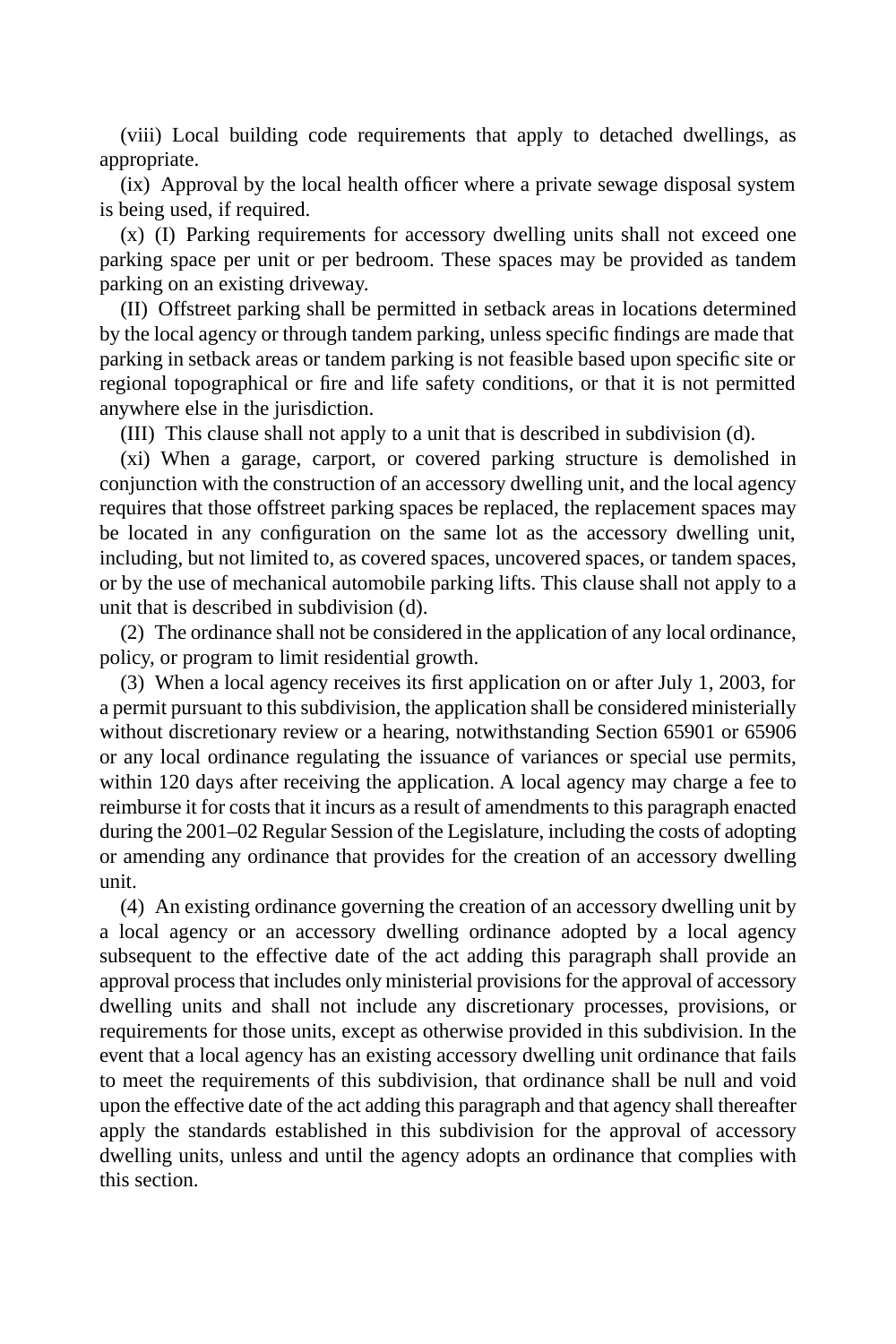(viii) Local building code requirements that apply to detached dwellings, as appropriate.

(ix) Approval by the local health officer where a private sewage disposal system is being used, if required.

(x) (I) Parking requirements for accessory dwelling units shall not exceed one parking space per unit or per bedroom. These spaces may be provided as tandem parking on an existing driveway.

(II) Offstreet parking shall be permitted in setback areas in locations determined by the local agency or through tandem parking, unless specific findings are made that parking in setback areas or tandem parking is not feasible based upon specific site or regional topographical or fire and life safety conditions, or that it is not permitted anywhere else in the jurisdiction.

(III) This clause shall not apply to a unit that is described in subdivision (d).

(xi) When a garage, carport, or covered parking structure is demolished in conjunction with the construction of an accessory dwelling unit, and the local agency requires that those offstreet parking spaces be replaced, the replacement spaces may be located in any configuration on the same lot as the accessory dwelling unit, including, but not limited to, as covered spaces, uncovered spaces, or tandem spaces, or by the use of mechanical automobile parking lifts. This clause shall not apply to a unit that is described in subdivision (d).

(2) The ordinance shall not be considered in the application of any local ordinance, policy, or program to limit residential growth.

(3) When a local agency receives its first application on or after July 1, 2003, for a permit pursuant to this subdivision, the application shall be considered ministerially without discretionary review or a hearing, notwithstanding Section 65901 or 65906 or any local ordinance regulating the issuance of variances or special use permits, within 120 days after receiving the application. A local agency may charge a fee to reimburse it for costs that it incurs as a result of amendments to this paragraph enacted during the 2001–02 Regular Session of the Legislature, including the costs of adopting or amending any ordinance that provides for the creation of an accessory dwelling unit.

(4) An existing ordinance governing the creation of an accessory dwelling unit by a local agency or an accessory dwelling ordinance adopted by a local agency subsequent to the effective date of the act adding this paragraph shall provide an approval process that includes only ministerial provisions for the approval of accessory dwelling units and shall not include any discretionary processes, provisions, or requirements for those units, except as otherwise provided in this subdivision. In the event that a local agency has an existing accessory dwelling unit ordinance that fails to meet the requirements of this subdivision, that ordinance shall be null and void upon the effective date of the act adding this paragraph and that agency shall thereafter apply the standards established in this subdivision for the approval of accessory dwelling units, unless and until the agency adopts an ordinance that complies with this section.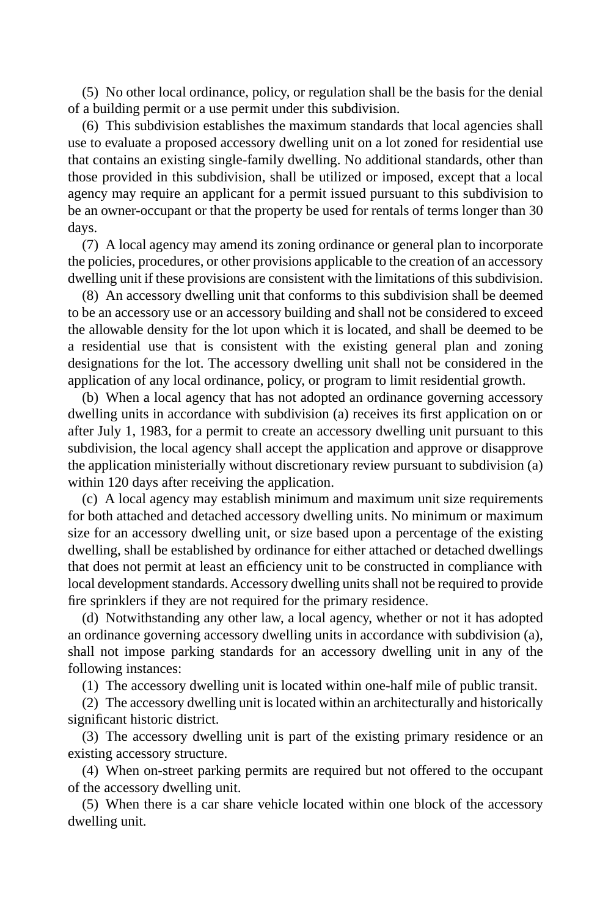(5) No other local ordinance, policy, or regulation shall be the basis for the denial of a building permit or a use permit under this subdivision.

(6) This subdivision establishes the maximum standards that local agencies shall use to evaluate a proposed accessory dwelling unit on a lot zoned for residential use that contains an existing single-family dwelling. No additional standards, other than those provided in this subdivision, shall be utilized or imposed, except that a local agency may require an applicant for a permit issued pursuant to this subdivision to be an owner-occupant or that the property be used for rentals of terms longer than 30 days.

(7) A local agency may amend its zoning ordinance or general plan to incorporate the policies, procedures, or other provisions applicable to the creation of an accessory dwelling unit if these provisions are consistent with the limitations of this subdivision.

(8) An accessory dwelling unit that conforms to this subdivision shall be deemed to be an accessory use or an accessory building and shall not be considered to exceed the allowable density for the lot upon which it is located, and shall be deemed to be a residential use that is consistent with the existing general plan and zoning designations for the lot. The accessory dwelling unit shall not be considered in the application of any local ordinance, policy, or program to limit residential growth.

(b) When a local agency that has not adopted an ordinance governing accessory dwelling units in accordance with subdivision (a) receives its first application on or after July 1, 1983, for a permit to create an accessory dwelling unit pursuant to this subdivision, the local agency shall accept the application and approve or disapprove the application ministerially without discretionary review pursuant to subdivision (a) within 120 days after receiving the application.

(c) A local agency may establish minimum and maximum unit size requirements for both attached and detached accessory dwelling units. No minimum or maximum size for an accessory dwelling unit, or size based upon a percentage of the existing dwelling, shall be established by ordinance for either attached or detached dwellings that does not permit at least an efficiency unit to be constructed in compliance with local development standards. Accessory dwelling units shall not be required to provide fire sprinklers if they are not required for the primary residence.

(d) Notwithstanding any other law, a local agency, whether or not it has adopted an ordinance governing accessory dwelling units in accordance with subdivision (a), shall not impose parking standards for an accessory dwelling unit in any of the following instances:

(1) The accessory dwelling unit is located within one-half mile of public transit.

(2) The accessory dwelling unit is located within an architecturally and historically significant historic district.

(3) The accessory dwelling unit is part of the existing primary residence or an existing accessory structure.

(4) When on-street parking permits are required but not offered to the occupant of the accessory dwelling unit.

(5) When there is a car share vehicle located within one block of the accessory dwelling unit.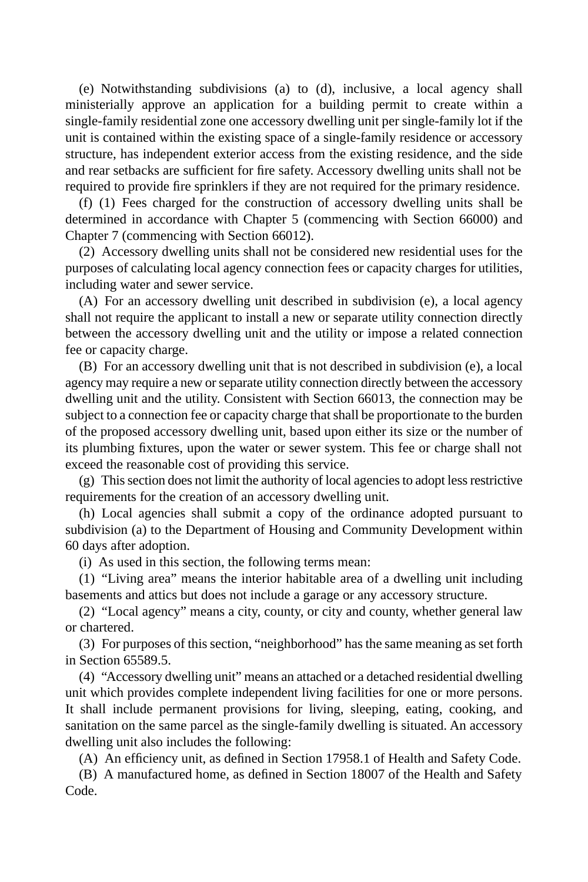(e) Notwithstanding subdivisions (a) to (d), inclusive, a local agency shall ministerially approve an application for a building permit to create within a single-family residential zone one accessory dwelling unit per single-family lot if the unit is contained within the existing space of a single-family residence or accessory structure, has independent exterior access from the existing residence, and the side and rear setbacks are sufficient for fire safety. Accessory dwelling units shall not be required to provide fire sprinklers if they are not required for the primary residence.

(f) (1) Fees charged for the construction of accessory dwelling units shall be determined in accordance with Chapter 5 (commencing with Section 66000) and Chapter 7 (commencing with Section 66012).

(2) Accessory dwelling units shall not be considered new residential uses for the purposes of calculating local agency connection fees or capacity charges for utilities, including water and sewer service.

(A) For an accessory dwelling unit described in subdivision (e), a local agency shall not require the applicant to install a new or separate utility connection directly between the accessory dwelling unit and the utility or impose a related connection fee or capacity charge.

(B) For an accessory dwelling unit that is not described in subdivision (e), a local agency may require a new or separate utility connection directly between the accessory dwelling unit and the utility. Consistent with Section 66013, the connection may be subject to a connection fee or capacity charge that shall be proportionate to the burden of the proposed accessory dwelling unit, based upon either its size or the number of its plumbing fixtures, upon the water or sewer system. This fee or charge shall not exceed the reasonable cost of providing this service.

(g) This section does not limit the authority of local agencies to adopt less restrictive requirements for the creation of an accessory dwelling unit.

(h) Local agencies shall submit a copy of the ordinance adopted pursuant to subdivision (a) to the Department of Housing and Community Development within 60 days after adoption.

(i) As used in this section, the following terms mean:

(1) "Living area" means the interior habitable area of a dwelling unit including basements and attics but does not include a garage or any accessory structure.

(2) "Local agency" means a city, county, or city and county, whether general law or chartered.

(3) For purposes of this section, "neighborhood" has the same meaning as set forth in Section 65589.5.

(4) "Accessory dwelling unit" means an attached or a detached residential dwelling unit which provides complete independent living facilities for one or more persons. It shall include permanent provisions for living, sleeping, eating, cooking, and sanitation on the same parcel as the single-family dwelling is situated. An accessory dwelling unit also includes the following:

(A) An efficiency unit, as defined in Section 17958.1 of Health and Safety Code.

(B) A manufactured home, as defined in Section 18007 of the Health and Safety Code.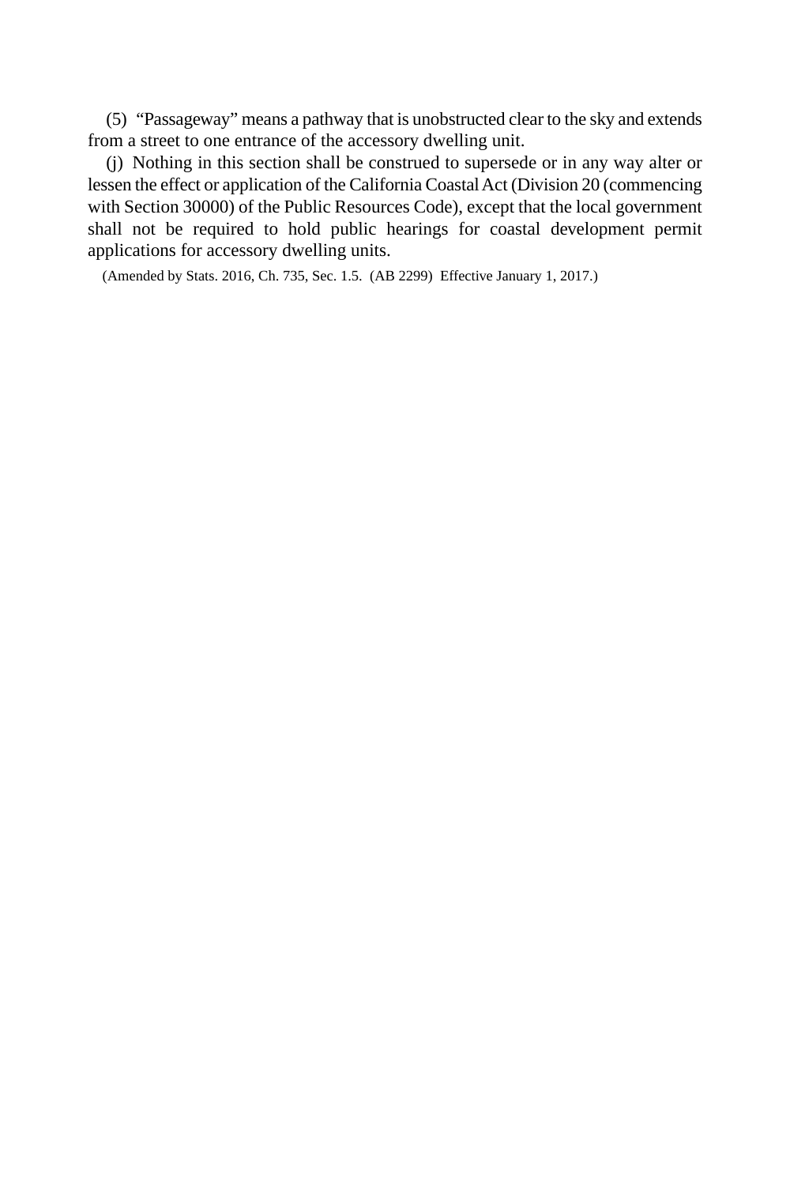(5) "Passageway" means a pathway that is unobstructed clear to the sky and extends from a street to one entrance of the accessory dwelling unit.

(j) Nothing in this section shall be construed to supersede or in any way alter or lessen the effect or application of the California Coastal Act (Division 20 (commencing with Section 30000) of the Public Resources Code), except that the local government shall not be required to hold public hearings for coastal development permit applications for accessory dwelling units.

(Amended by Stats. 2016, Ch. 735, Sec. 1.5. (AB 2299) Effective January 1, 2017.)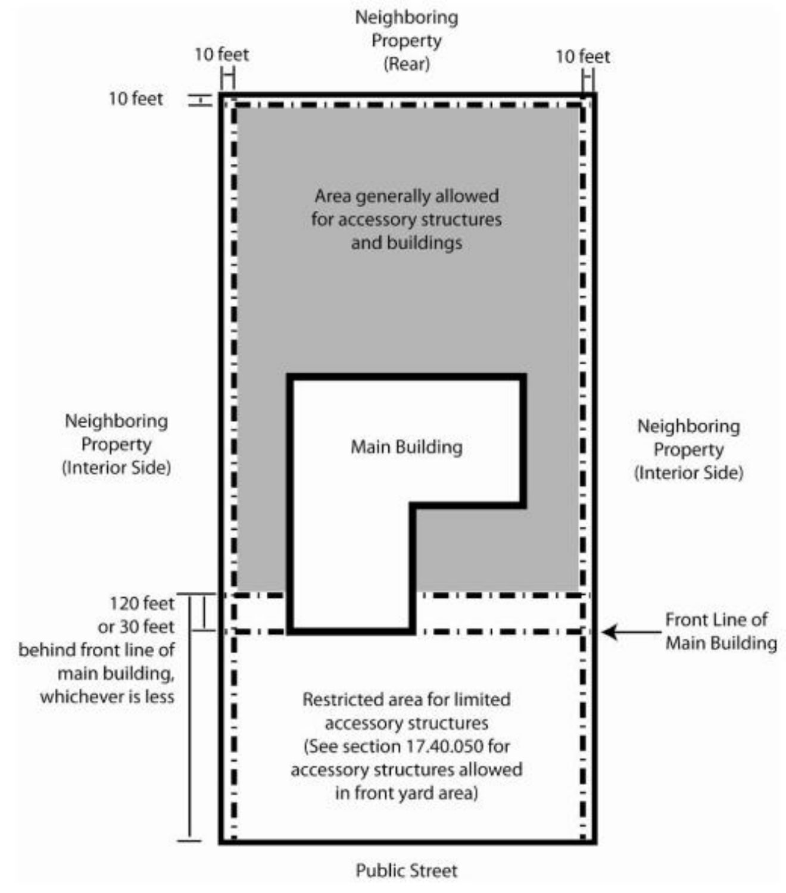Neighboring Property (Rear)

10 feet

10 feet

10 feet

Area generally allowed for accessory structures and buildings

Main Building

Neighboring Property (Interior Side)

Neighboring Property (Interior Side)

120 feet or 30 feet behind front line of main building, whichever is less

Front Line of Main Building

Restricted area for limited accessory structures (See section 17.40.050 for accessory structures allowed in front yard area)

Public Street